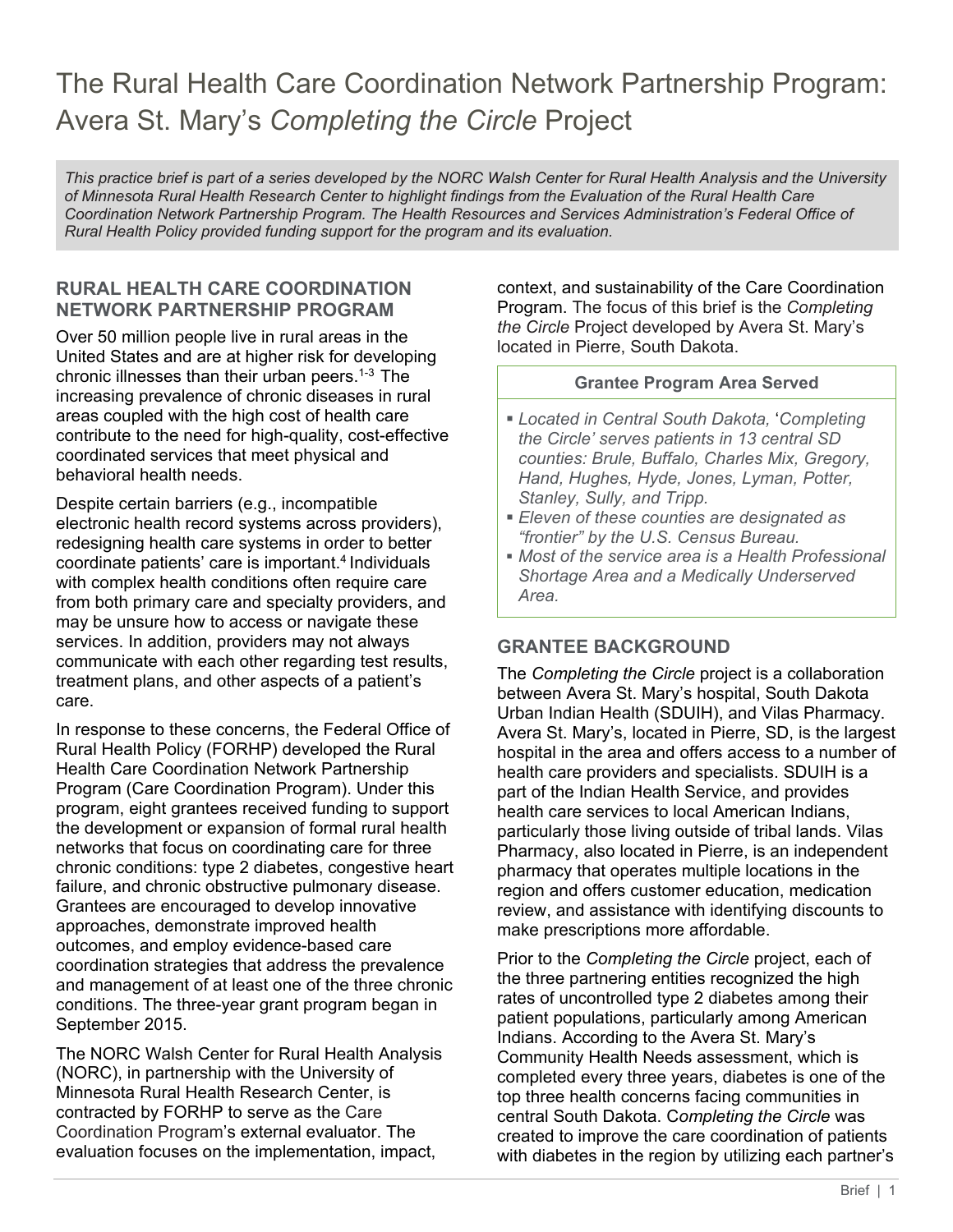# The Rural Health Care Coordination Network Partnership Program: Avera St. Mary's *Completing the Circle* Project

*This practice brief is part of a series developed by the NORC Walsh Center for Rural Health Analysis and the University of Minnesota Rural Health Research Center to highlight findings from the Evaluation of the Rural Health Care Coordination Network Partnership Program. The Health Resources and Services Administration's Federal Office of Rural Health Policy provided funding support for the program and its evaluation.*

## RURAL HEALTH CARE COORDINATION NETWORK PARTNERSHIP PROGRAM

Over 50 million people live in rural areas in the United States and are at higher risk for developing chronic illnesses than their urban peers.[1-3] The increasing prevalence of chronic diseases in rural areas coupled with the high cost of health care contribute to the need for high-quality, cost-effective coordinated services that meet physical and behavioral health needs.

Despite certain barriers (e.g., incompatible electronic health record systems across providers), redesigning health care systems in order to better coordinate patients' care is important.[4] Individuals with complex health conditions often require care from both primary care and specialty providers, and may be unsure how to access or navigate these services. In addition, providers may not always communicate with each other regarding test results, treatment plans, and other aspects of a patient's care.

In response to these concerns, the Federal Office of Rural Health Policy (FORHP) developed the Rural Health Care Coordination Network Partnership Program (Care Coordination Program). Under this program, eight grantees received funding to support the development or expansion of formal rural health networks that focus on coordinating care for three chronic conditions: type 2 diabetes, congestive heart failure, and chronic obstructive pulmonary disease. Grantees are encouraged to develop innovative approaches, demonstrate improved health outcomes, and employ evidence-based care coordination strategies that address the prevalence and management of at least one of the three chronic conditions. The three-year grant program began in September 2015.

The NORC Walsh Center for Rural Health Analysis (NORC), in partnership with the University of Minnesota Rural Health Research Center, is contracted by FORHP to serve as the Care Coordination Program's external evaluator. The evaluation focuses on the implementation, impact, context, and sustainability of the Care Coordination Program. The focus of this brief is the *Completing the Circle* Project developed by Avera St. Mary's located in Pierre, South Dakota.

**Grantee Program Area Served**

- *Located in Central South Dakota, 'Completing the Circle' serves patients in 13 central SD counties: Brule, Buffalo, Charles Mix, Gregory, Hand, Hughes, Hyde, Jones, Lyman, Potter, Stanley, Sully, and Tripp.*
- *Eleven of these counties are designated as "frontier" by the U.S. Census Bureau.*
- *Most of the service area is a Health Professional Shortage Area and a Medically Underserved Area.*

## GRANTEE BACKGROUND

The *Completing the Circle* project is a collaboration between Avera St. Mary's hospital, South Dakota Urban Indian Health (SDUIH), and Vilas Pharmacy. Avera St. Mary's, located in Pierre, SD, is the largest hospital in the area and offers access to a number of health care providers and specialists. SDUIH is a part of the Indian Health Service, and provides health care services to local American Indians, particularly those living outside of tribal lands. Vilas Pharmacy, also located in Pierre, is an independent pharmacy that operates multiple locations in the region and offers customer education, medication review, and assistance with identifying discounts to make prescriptions more affordable.

Prior to the *Completing the Circle* project, each of the three partnering entities recognized the high rates of uncontrolled type 2 diabetes among their patient populations, particularly among American Indians. According to the Avera St. Mary's Community Health Needs assessment, which is completed every three years, diabetes is one of the top three health concerns facing communities in central South Dakota. C*ompleting the Circle* was created to improve the care coordination of patients with diabetes in the region by utilizing each partner's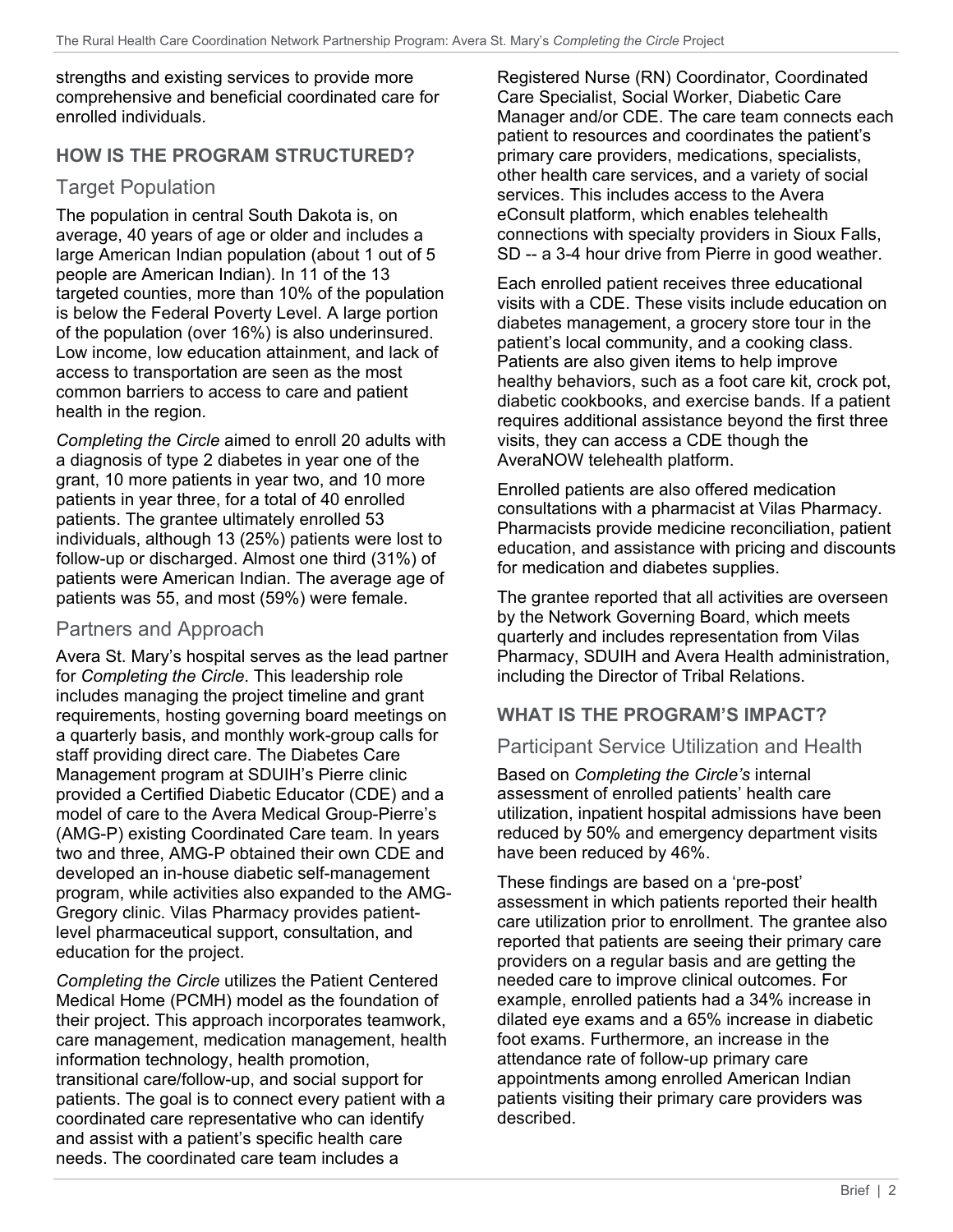strengths and existing services to provide more comprehensive and beneficial coordinated care for enrolled individuals.

## HOW IS THE PROGRAM STRUCTURED?

### Target Population

The population in central South Dakota is, on average, 40 years of age or older and includes a large American Indian population (about 1 out of 5 people are American Indian). In 11 of the 13 targeted counties, more than 10% of the population is below the Federal Poverty Level. A large portion of the population (over 16%) is also underinsured. Low income, low education attainment, and lack of access to transportation are seen as the most common barriers to access to care and patient health in the region.

*Completing the Circle* aimed to enroll 20 adults with a diagnosis of type 2 diabetes in year one of the grant, 10 more patients in year two, and 10 more patients in year three, for a total of 40 enrolled patients. The grantee ultimately enrolled 53 individuals, although 13 (25%) patients were lost to follow-up or discharged. Almost one third (31%) of patients were American Indian. The average age of patients was 55, and most (59%) were female.

### Partners and Approach

Avera St. Mary's hospital serves as the lead partner for *Completing the Circle*. This leadership role includes managing the project timeline and grant requirements, hosting governing board meetings on a quarterly basis, and monthly work-group calls for staff providing direct care. The Diabetes Care Management program at SDUIH's Pierre clinic provided a Certified Diabetic Educator (CDE) and a model of care to the Avera Medical Group-Pierre's (AMG-P) existing Coordinated Care team. In years two and three, AMG-P obtained their own CDE and developed an in-house diabetic self-management program, while activities also expanded to the AMG-Gregory clinic. Vilas Pharmacy provides patient-level pharmaceutical support, consultation, and education for the project.

*Completing the Circle* utilizes the Patient Centered Medical Home (PCMH) model as the foundation of their project. This approach incorporates teamwork, care management, medication management, health information technology, health promotion, transitional care/follow-up, and social support for patients. The goal is to connect every patient with a coordinated care representative who can identify and assist with a patient's specific health care needs. The coordinated care team includes a Registered Nurse (RN) Coordinator, Coordinated Care Specialist, Social Worker, Diabetic Care Manager and/or CDE. The care team connects each patient to resources and coordinates the patient's primary care providers, medications, specialists, other health care services, and a variety of social services. This includes access to the Avera eConsult platform, which enables telehealth connections with specialty providers in Sioux Falls, SD -- a 3-4 hour drive from Pierre in good weather.

Each enrolled patient receives three educational visits with a CDE. These visits include education on diabetes management, a grocery store tour in the patient's local community, and a cooking class. Patients are also given items to help improve healthy behaviors, such as a foot care kit, crock pot, diabetic cookbooks, and exercise bands. If a patient requires additional assistance beyond the first three visits, they can access a CDE though the AveraNOW telehealth platform.

Enrolled patients are also offered medication consultations with a pharmacist at Vilas Pharmacy. Pharmacists provide medicine reconciliation, patient education, and assistance with pricing and discounts for medication and diabetes supplies.

The grantee reported that all activities are overseen by the Network Governing Board, which meets quarterly and includes representation from Vilas Pharmacy, SDUIH and Avera Health administration, including the Director of Tribal Relations.

## WHAT IS THE PROGRAM'S IMPACT?

### Participant Service Utilization and Health

Based on *Completing the Circle's* internal assessment of enrolled patients' health care utilization, inpatient hospital admissions have been reduced by 50% and emergency department visits have been reduced by 46%.

These findings are based on a 'pre-post' assessment in which patients reported their health care utilization prior to enrollment. The grantee also reported that patients are seeing their primary care providers on a regular basis and are getting the needed care to improve clinical outcomes. For example, enrolled patients had a 34% increase in dilated eye exams and a 65% increase in diabetic foot exams. Furthermore, an increase in the attendance rate of follow-up primary care appointments among enrolled American Indian patients visiting their primary care providers was described.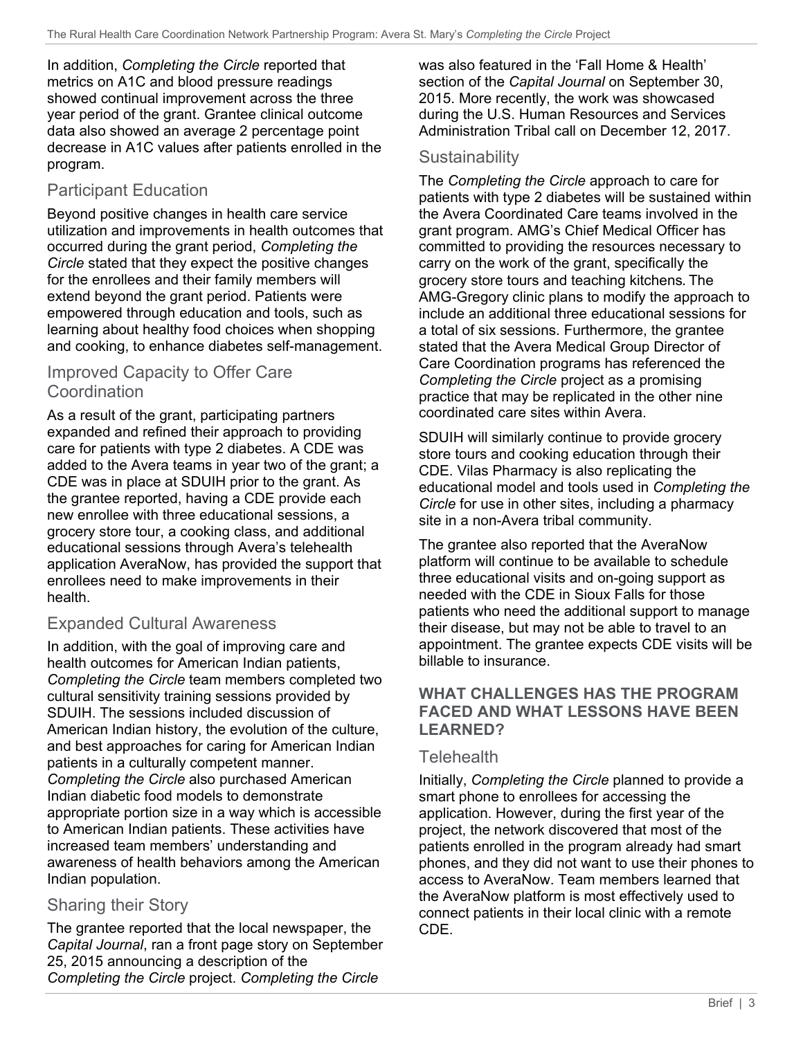In addition, *Completing the Circle* reported that metrics on A1C and blood pressure readings showed continual improvement across the three year period of the grant. Grantee clinical outcome data also showed an average 2 percentage point decrease in A1C values after patients enrolled in the program.

## Participant Education

Beyond positive changes in health care service utilization and improvements in health outcomes that occurred during the grant period, *Completing the Circle* stated that they expect the positive changes for the enrollees and their family members will extend beyond the grant period. Patients were empowered through education and tools, such as learning about healthy food choices when shopping and cooking, to enhance diabetes self-management.

## Improved Capacity to Offer Care Coordination

As a result of the grant, participating partners expanded and refined their approach to providing care for patients with type 2 diabetes. A CDE was added to the Avera teams in year two of the grant; a CDE was in place at SDUIH prior to the grant. As the grantee reported, having a CDE provide each new enrollee with three educational sessions, a grocery store tour, a cooking class, and additional educational sessions through Avera's telehealth application AveraNow, has provided the support that enrollees need to make improvements in their health.

## Expanded Cultural Awareness

In addition, with the goal of improving care and health outcomes for American Indian patients, *Completing the Circle* team members completed two cultural sensitivity training sessions provided by SDUIH. The sessions included discussion of American Indian history, the evolution of the culture, and best approaches for caring for American Indian patients in a culturally competent manner. *Completing the Circle* also purchased American Indian diabetic food models to demonstrate appropriate portion size in a way which is accessible to American Indian patients. These activities have increased team members' understanding and awareness of health behaviors among the American Indian population.

## Sharing their Story

The grantee reported that the local newspaper, the *Capital Journal*, ran a front page story on September 25, 2015 announcing a description of the *Completing the Circle* project. *Completing the Circle* was also featured in the 'Fall Home & Health' section of the *Capital Journal* on September 30, 2015. More recently, the work was showcased during the U.S. Human Resources and Services Administration Tribal call on December 12, 2017.

## Sustainability

The *Completing the Circle* approach to care for patients with type 2 diabetes will be sustained within the Avera Coordinated Care teams involved in the grant program. AMG's Chief Medical Officer has committed to providing the resources necessary to carry on the work of the grant, specifically the grocery store tours and teaching kitchens. The AMG-Gregory clinic plans to modify the approach to include an additional three educational sessions for a total of six sessions. Furthermore, the grantee stated that the Avera Medical Group Director of Care Coordination programs has referenced the *Completing the Circle* project as a promising practice that may be replicated in the other nine coordinated care sites within Avera.

SDUIH will similarly continue to provide grocery store tours and cooking education through their CDE. Vilas Pharmacy is also replicating the educational model and tools used in *Completing the Circle* for use in other sites, including a pharmacy site in a non-Avera tribal community.

The grantee also reported that the AveraNow platform will continue to be available to schedule three educational visits and on-going support as needed with the CDE in Sioux Falls for those patients who need the additional support to manage their disease, but may not be able to travel to an appointment. The grantee expects CDE visits will be billable to insurance.

### WHAT CHALLENGES HAS THE PROGRAM FACED AND WHAT LESSONS HAVE BEEN LEARNED?

## Telehealth

Initially, *Completing the Circle* planned to provide a smart phone to enrollees for accessing the application. However, during the first year of the project, the network discovered that most of the patients enrolled in the program already had smart phones, and they did not want to use their phones to access to AveraNow. Team members learned that the AveraNow platform is most effectively used to connect patients in their local clinic with a remote CDE.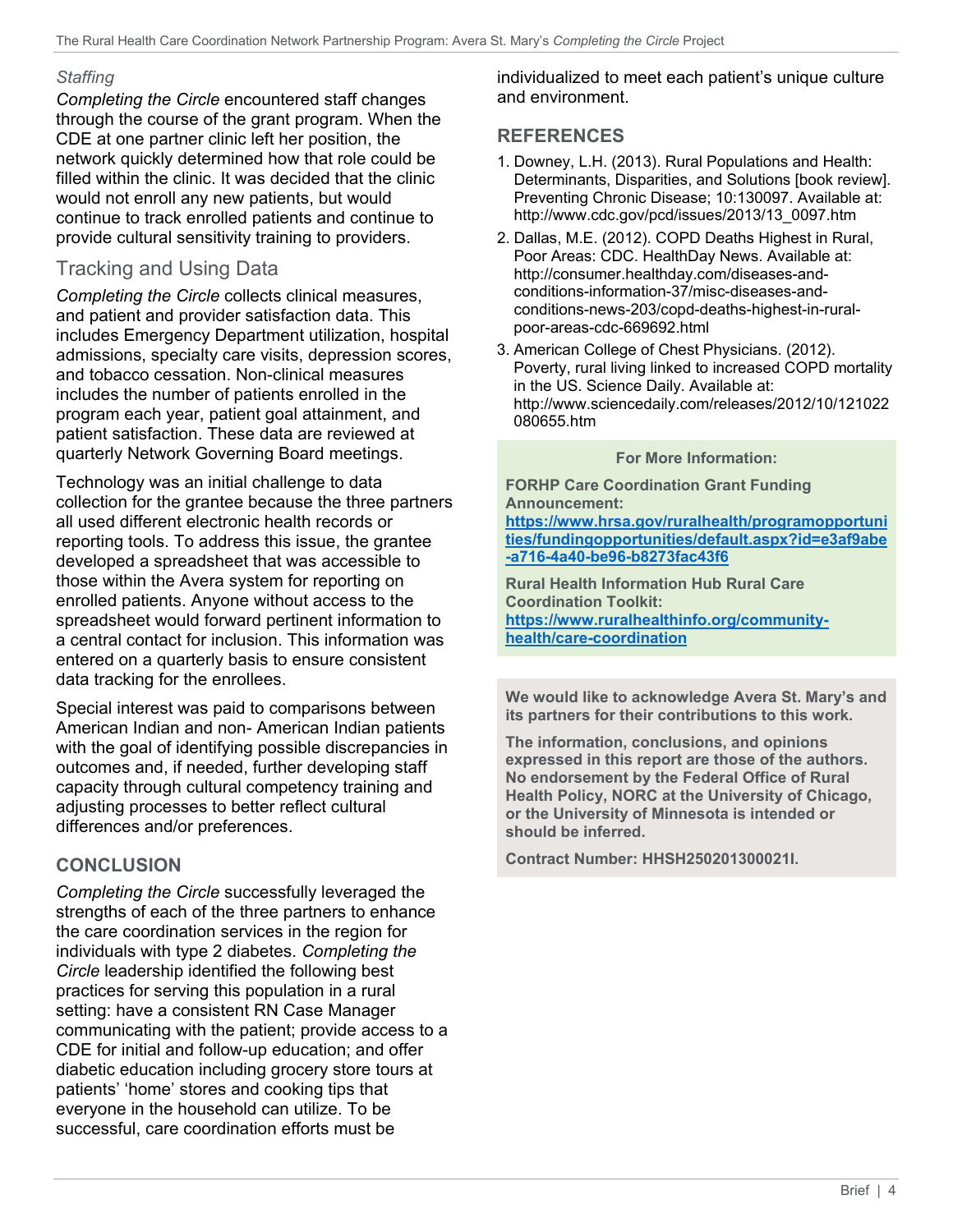*Staffing*

*Completing the Circle* encountered staff changes through the course of the grant program. When the CDE at one partner clinic left her position, the network quickly determined how that role could be filled within the clinic. It was decided that the clinic would not enroll any new patients, but would continue to track enrolled patients and continue to provide cultural sensitivity training to providers.

## Tracking and Using Data

*Completing the Circle* collects clinical measures, and patient and provider satisfaction data. This includes Emergency Department utilization, hospital admissions, specialty care visits, depression scores, and tobacco cessation. Non-clinical measures includes the number of patients enrolled in the program each year, patient goal attainment, and patient satisfaction. These data are reviewed at quarterly Network Governing Board meetings.

Technology was an initial challenge to data collection for the grantee because the three partners all used different electronic health records or reporting tools. To address this issue, the grantee developed a spreadsheet that was accessible to those within the Avera system for reporting on enrolled patients. Anyone without access to the spreadsheet would forward pertinent information to a central contact for inclusion. This information was entered on a quarterly basis to ensure consistent data tracking for the enrollees.

Special interest was paid to comparisons between American Indian and non- American Indian patients with the goal of identifying possible discrepancies in outcomes and, if needed, further developing staff capacity through cultural competency training and adjusting processes to better reflect cultural differences and/or preferences.

## CONCLUSION

*Completing the Circle* successfully leveraged the strengths of each of the three partners to enhance the care coordination services in the region for individuals with type 2 diabetes. *Completing the Circle* leadership identified the following best practices for serving this population in a rural setting: have a consistent RN Case Manager communicating with the patient; provide access to a CDE for initial and follow-up education; and offer diabetic education including grocery store tours at patients' 'home' stores and cooking tips that everyone in the household can utilize. To be successful, care coordination efforts must be individualized to meet each patient's unique culture and environment.

## REFERENCES

1. Downey, L.H. (2013). Rural Populations and Health: Determinants, Disparities, and Solutions [book review]. Preventing Chronic Disease; 10:130097. Available at: http://www.cdc.gov/pcd/issues/2013/13_0097.htm
2. Dallas, M.E. (2012). COPD Deaths Highest in Rural, Poor Areas: CDC. HealthDay News. Available at: http://consumer.healthday.com/diseases-and-conditions-information-37/misc-diseases-and-conditions-news-203/copd-deaths-highest-in-rural-poor-areas-cdc-669692.html
3. American College of Chest Physicians. (2012). Poverty, rural living linked to increased COPD mortality in the US. Science Daily. Available at: http://www.sciencedaily.com/releases/2012/10/121022080655.htm

**For More Information:**

**FORHP Care Coordination Grant Funding Announcement:**
**https://www.hrsa.gov/ruralhealth/programopportunities/fundingopportunities/default.aspx?id=e3af9abe-a716-4a40-be96-b8273fac43f6**

**Rural Health Information Hub Rural Care Coordination Toolkit:**
**https://www.ruralhealthinfo.org/community-health/care-coordination**

**We would like to acknowledge Avera St. Mary's and its partners for their contributions to this work.**

**The information, conclusions, and opinions expressed in this report are those of the authors. No endorsement by the Federal Office of Rural Health Policy, NORC at the University of Chicago, or the University of Minnesota is intended or should be inferred.**

**Contract Number: HHSH250201300021I.**